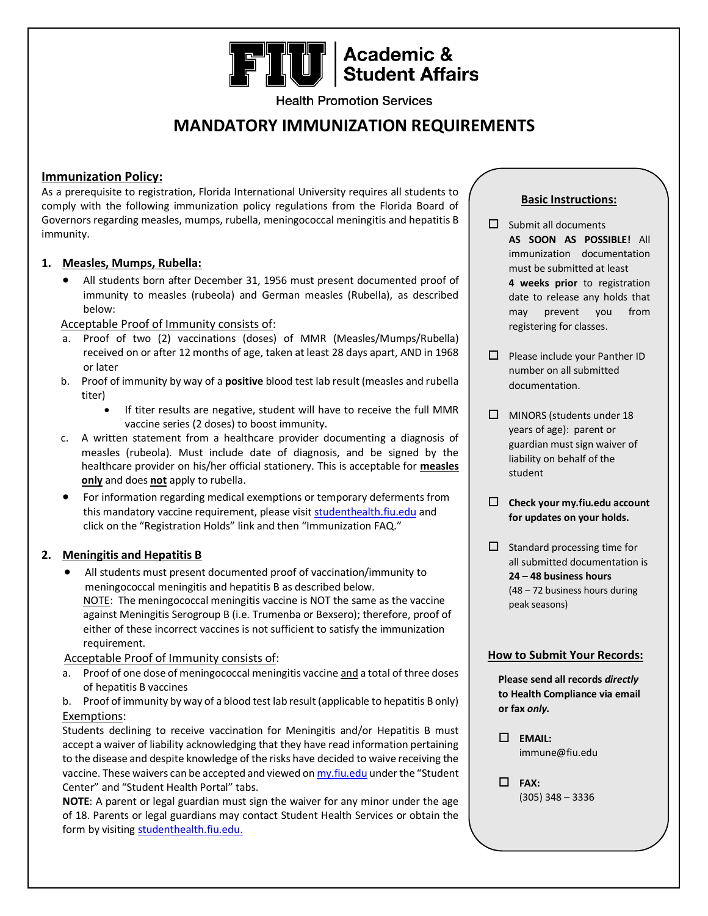# FIU | Academic & Student Affairs

Health Promotion Services

## MANDATORY IMMUNIZATION REQUIREMENTS

### Immunization Policy:

As a prerequisite to registration, Florida International University requires all students to comply with the following immunization policy regulations from the Florida Board of Governors regarding measles, mumps, rubella, meningococcal meningitis and hepatitis B immunity.

### 1. Measles, Mumps, Rubella:

- All students born after December 31, 1956 must present documented proof of immunity to measles (rubeola) and German measles (Rubella), as described below:

Acceptable Proof of Immunity consists of:

a. Proof of two (2) vaccinations (doses) of MMR (Measles/Mumps/Rubella) received on or after 12 months of age, taken at least 28 days apart, AND in 1968 or later

b. Proof of immunity by way of a **positive** blood test lab result (measles and rubella titer)
   - If titer results are negative, student will have to receive the full MMR vaccine series (2 doses) to boost immunity.

c. A written statement from a healthcare provider documenting a diagnosis of measles (rubeola). Must include date of diagnosis, and be signed by the healthcare provider on his/her official stationery. This is acceptable for **measles only** and does **not** apply to rubella.

- For information regarding medical exemptions or temporary deferments from this mandatory vaccine requirement, please visit studenthealth.fiu.edu and click on the "Registration Holds" link and then "Immunization FAQ."

### 2. Meningitis and Hepatitis B

- All students must present documented proof of vaccination/immunity to meningococcal meningitis and hepatitis B as described below.
  NOTE: The meningococcal meningitis vaccine is NOT the same as the vaccine against Meningitis Serogroup B (i.e. Trumenba or Bexsero); therefore, proof of either of these incorrect vaccines is not sufficient to satisfy the immunization requirement.

Acceptable Proof of Immunity consists of:

a. Proof of one dose of meningococcal meningitis vaccine and a total of three doses of hepatitis B vaccines

b. Proof of immunity by way of a blood test lab result (applicable to hepatitis B only)

Exemptions:

Students declining to receive vaccination for Meningitis and/or Hepatitis B must accept a waiver of liability acknowledging that they have read information pertaining to the disease and despite knowledge of the risks have decided to waive receiving the vaccine. These waivers can be accepted and viewed on my.fiu.edu under the "Student Center" and "Student Health Portal" tabs.

**NOTE**: A parent or legal guardian must sign the waiver for any minor under the age of 18. Parents or legal guardians may contact Student Health Services or obtain the form by visiting studenthealth.fiu.edu.

### Basic Instructions:

- ☐ Submit all documents **AS SOON AS POSSIBLE!** All immunization documentation must be submitted at least **4 weeks prior** to registration date to release any holds that may prevent you from registering for classes.
- ☐ Please include your Panther ID number on all submitted documentation.
- ☐ MINORS (students under 18 years of age): parent or guardian must sign waiver of liability on behalf of the student
- ☐ **Check your my.fiu.edu account for updates on your holds.**
- ☐ Standard processing time for all submitted documentation is **24 – 48 business hours** (48 – 72 business hours during peak seasons)

### How to Submit Your Records:

**Please send all records *directly* to Health Compliance via email or fax *only.***

- ☐ **EMAIL:** immune@fiu.edu
- ☐ **FAX:** (305) 348 – 3336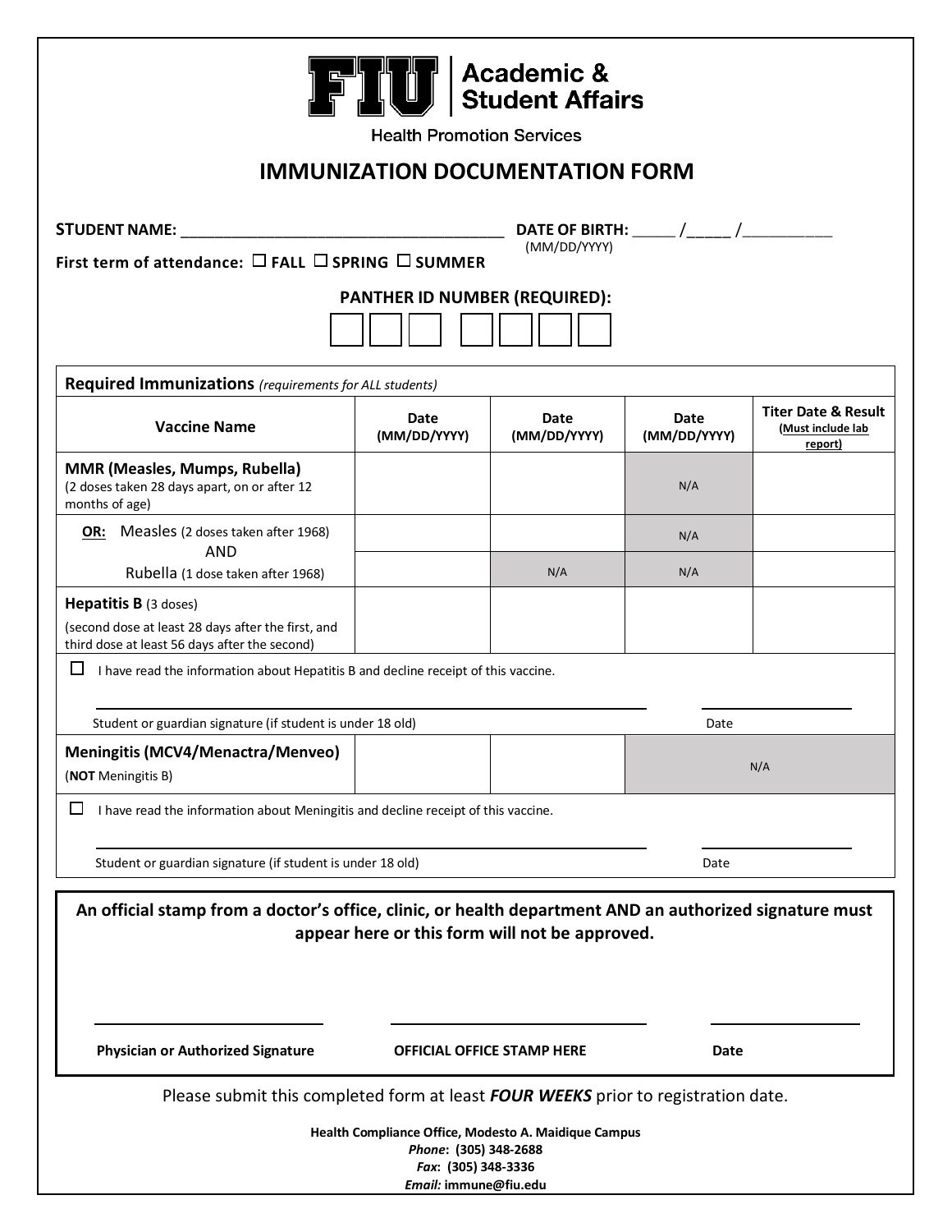FIU | Academic & Student Affairs

Health Promotion Services

# IMMUNIZATION DOCUMENTATION FORM

**STUDENT NAME:** ______________________________________ **DATE OF BIRTH:** _____ /_____ /__________ (MM/DD/YYYY)

**First term of attendance:** ☐ **FALL** ☐ **SPRING** ☐ **SUMMER**

**PANTHER ID NUMBER (REQUIRED):**

☐☐☐ ☐☐☐☐

| **Required Immunizations** *(requirements for ALL students)* | | | | |
|---|---|---|---|---|
| **Vaccine Name** | **Date (MM/DD/YYYY)** | **Date (MM/DD/YYYY)** | **Date (MM/DD/YYYY)** | **Titer Date & Result** (Must include lab report) |
| **MMR (Measles, Mumps, Rubella)** (2 doses taken 28 days apart, on or after 12 months of age) | | | N/A | |
| **OR:** Measles (2 doses taken after 1968) AND | | | N/A | |
| Rubella (1 dose taken after 1968) | | N/A | N/A | |
| **Hepatitis B** (3 doses) (second dose at least 28 days after the first, and third dose at least 56 days after the second) | | | | |
| ☐ I have read the information about Hepatitis B and decline receipt of this vaccine. | | | | |
| Student or guardian signature (if student is under 18 old) | | | Date | |
| **Meningitis (MCV4/Menactra/Menveo)** (**NOT** Meningitis B) | | | N/A | |
| ☐ I have read the information about Meningitis and decline receipt of this vaccine. | | | | |
| Student or guardian signature (if student is under 18 old) | | | Date | |

**An official stamp from a doctor's office, clinic, or health department AND an authorized signature must appear here or this form will not be approved.**

______________________ ______________________ ______________

**Physician or Authorized Signature** **OFFICIAL OFFICE STAMP HERE** **Date**

Please submit this completed form at least ***FOUR WEEKS*** prior to registration date.

**Health Compliance Office, Modesto A. Maidique Campus**
***Phone*: (305) 348-2688**
***Fax*: (305) 348-3336**
***Email:* immune@fiu.edu**